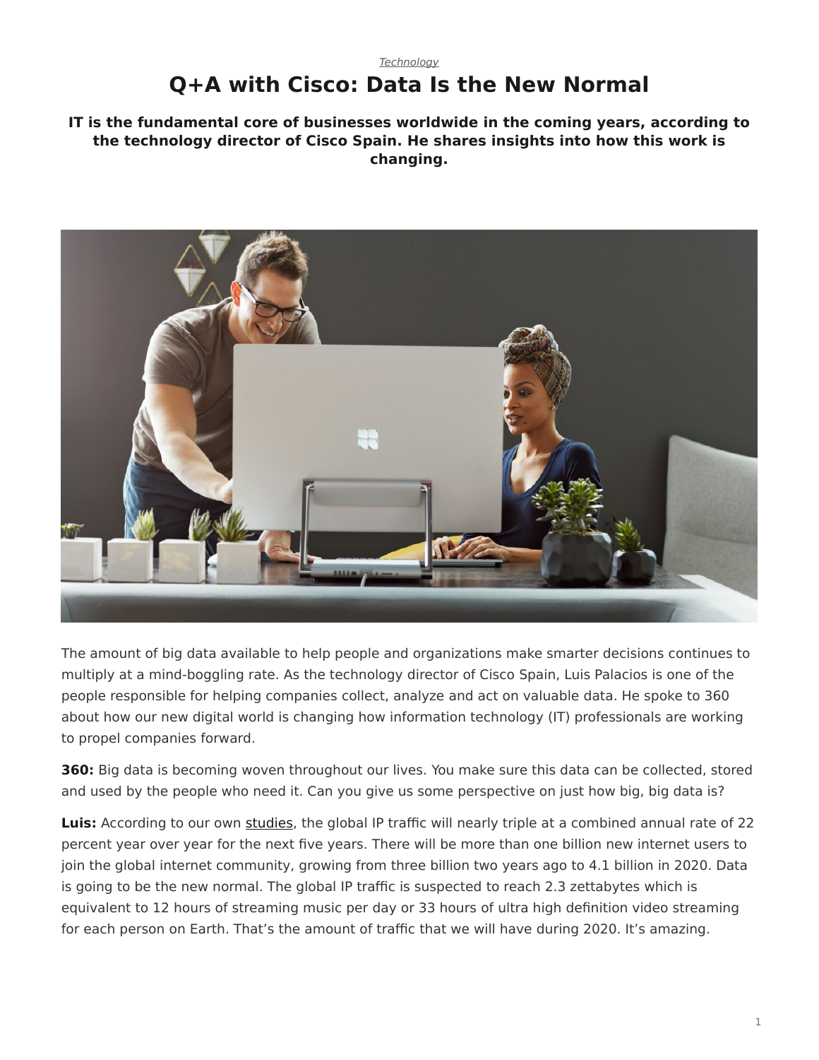*Technology*

# Q+A with Cisco: Data Is the New Normal

**IT is the fundamental core of businesses worldwide in the coming years, according to the technology director of Cisco Spain. He shares insights into how this work is changing.**

The amount of big data available to help people and organizations make smarter decisions continues to multiply at a mind-boggling rate. As the technology director of Cisco Spain, Luis Palacios is one of the people responsible for helping companies collect, analyze and act on valuable data. He spoke to 360 about how our new digital world is changing how information technology (IT) professionals are working to propel companies forward.

**360:** Big data is becoming woven throughout our lives. You make sure this data can be collected, stored and used by the people who need it. Can you give us some perspective on just how big, big data is?

**Luis:** According to our own studies, the global IP traffic will nearly triple at a combined annual rate of 22 percent year over year for the next five years. There will be more than one billion new internet users to join the global internet community, growing from three billion two years ago to 4.1 billion in 2020. Data is going to be the new normal. The global IP traffic is suspected to reach 2.3 zettabytes which is equivalent to 12 hours of streaming music per day or 33 hours of ultra high definition video streaming for each person on Earth. That's the amount of traffic that we will have during 2020. It's amazing.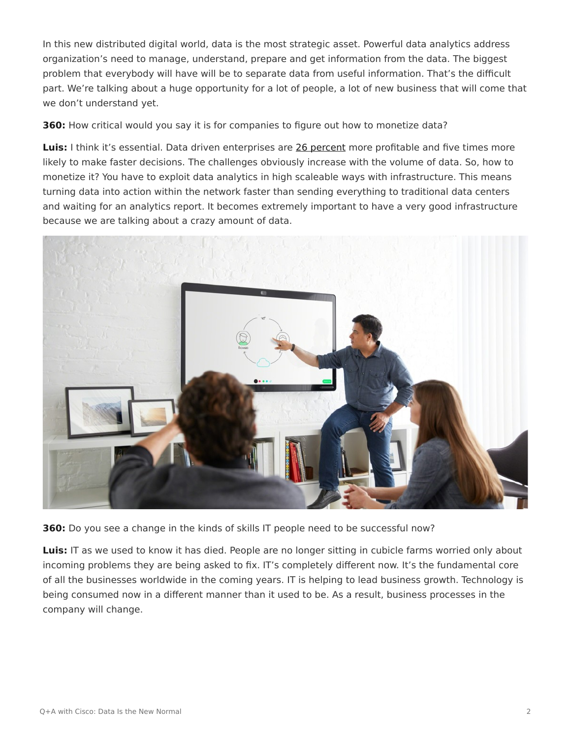In this new distributed digital world, data is the most strategic asset. Powerful data analytics address organization's need to manage, understand, prepare and get information from the data. The biggest problem that everybody will have will be to separate data from useful information. That's the difficult part. We're talking about a huge opportunity for a lot of people, a lot of new business that will come that we don't understand yet.

**360:** How critical would you say it is for companies to figure out how to monetize data?

**Luis:** I think it's essential. Data driven enterprises are 26 percent more profitable and five times more likely to make faster decisions. The challenges obviously increase with the volume of data. So, how to monetize it? You have to exploit data analytics in high scaleable ways with infrastructure. This means turning data into action within the network faster than sending everything to traditional data centers and waiting for an analytics report. It becomes extremely important to have a very good infrastructure because we are talking about a crazy amount of data.

**360:** Do you see a change in the kinds of skills IT people need to be successful now?

**Luis:** IT as we used to know it has died. People are no longer sitting in cubicle farms worried only about incoming problems they are being asked to fix. IT's completely different now. It's the fundamental core of all the businesses worldwide in the coming years. IT is helping to lead business growth. Technology is being consumed now in a different manner than it used to be. As a result, business processes in the company will change.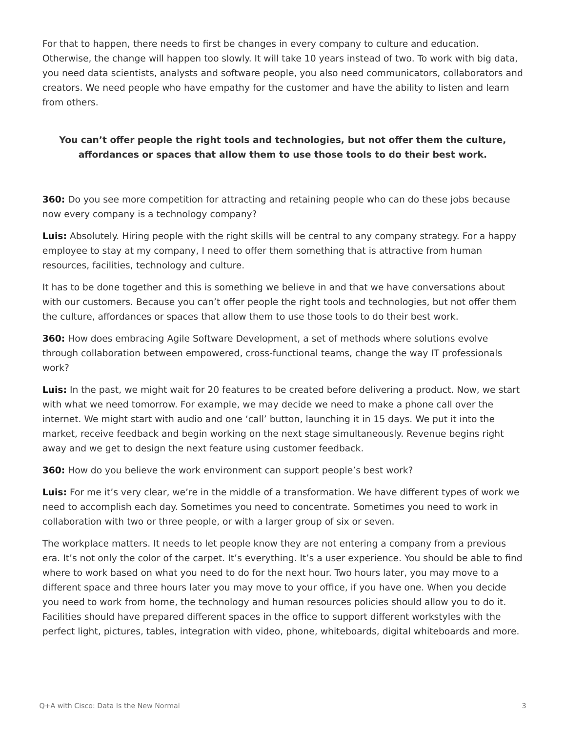For that to happen, there needs to first be changes in every company to culture and education. Otherwise, the change will happen too slowly. It will take 10 years instead of two. To work with big data, you need data scientists, analysts and software people, you also need communicators, collaborators and creators. We need people who have empathy for the customer and have the ability to listen and learn from others.

**You can't offer people the right tools and technologies, but not offer them the culture, affordances or spaces that allow them to use those tools to do their best work.**

**360:** Do you see more competition for attracting and retaining people who can do these jobs because now every company is a technology company?

**Luis:** Absolutely. Hiring people with the right skills will be central to any company strategy. For a happy employee to stay at my company, I need to offer them something that is attractive from human resources, facilities, technology and culture.

It has to be done together and this is something we believe in and that we have conversations about with our customers. Because you can't offer people the right tools and technologies, but not offer them the culture, affordances or spaces that allow them to use those tools to do their best work.

**360:** How does embracing Agile Software Development, a set of methods where solutions evolve through collaboration between empowered, cross-functional teams, change the way IT professionals work?

**Luis:** In the past, we might wait for 20 features to be created before delivering a product. Now, we start with what we need tomorrow. For example, we may decide we need to make a phone call over the internet. We might start with audio and one 'call' button, launching it in 15 days. We put it into the market, receive feedback and begin working on the next stage simultaneously. Revenue begins right away and we get to design the next feature using customer feedback.

**360:** How do you believe the work environment can support people's best work?

**Luis:** For me it's very clear, we're in the middle of a transformation. We have different types of work we need to accomplish each day. Sometimes you need to concentrate. Sometimes you need to work in collaboration with two or three people, or with a larger group of six or seven.

The workplace matters. It needs to let people know they are not entering a company from a previous era. It's not only the color of the carpet. It's everything. It's a user experience. You should be able to find where to work based on what you need to do for the next hour. Two hours later, you may move to a different space and three hours later you may move to your office, if you have one. When you decide you need to work from home, the technology and human resources policies should allow you to do it. Facilities should have prepared different spaces in the office to support different workstyles with the perfect light, pictures, tables, integration with video, phone, whiteboards, digital whiteboards and more.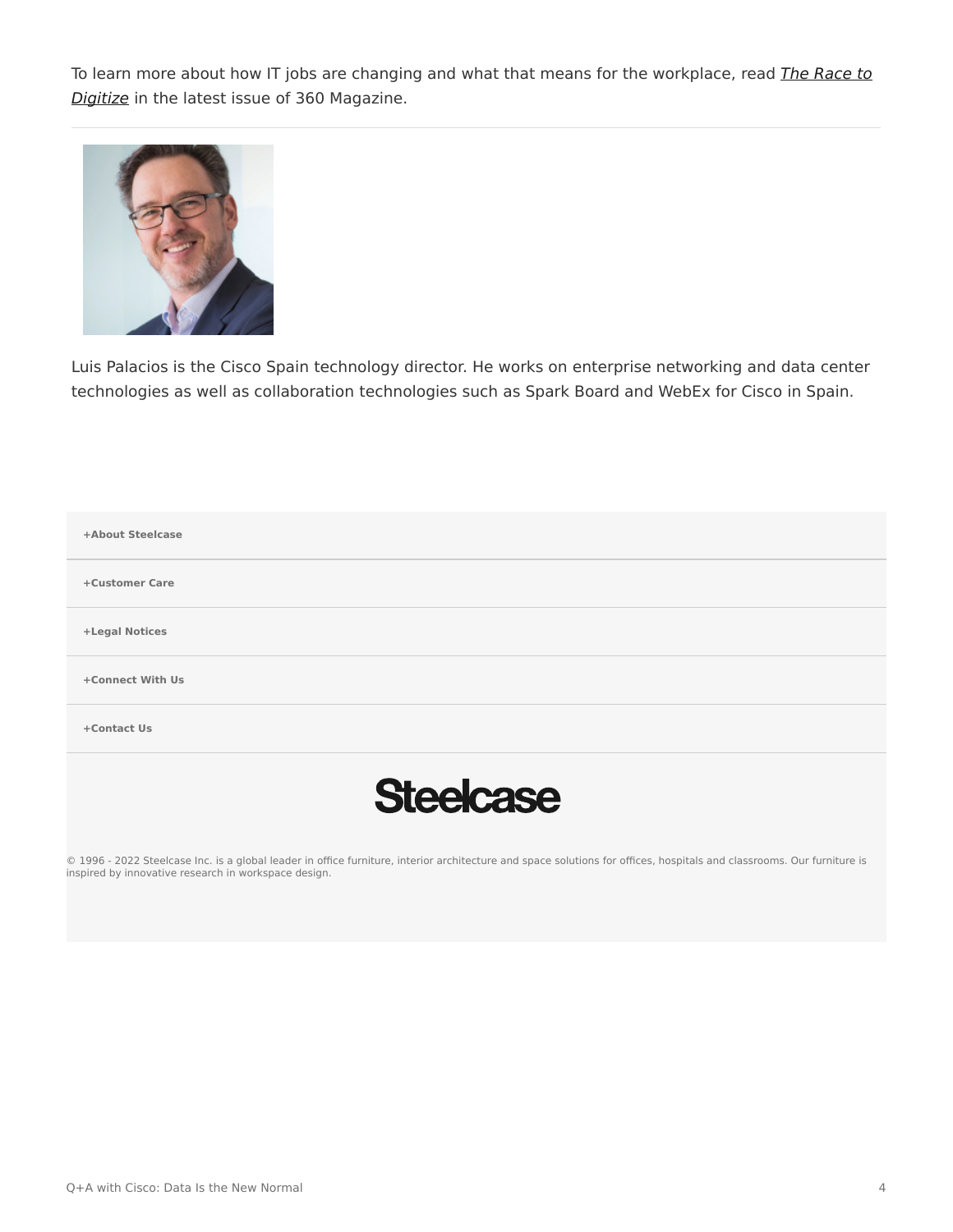To learn more about how IT jobs are changing and what that means for the workplace, read *The Race to Digitize* in the latest issue of 360 Magazine.

---

Luis Palacios is the Cisco Spain technology director. He works on enterprise networking and data center technologies as well as collaboration technologies such as Spark Board and WebEx for Cisco in Spain.

**+About Steelcase**

**+Customer Care**

**+Legal Notices**

**+Connect With Us**

**+Contact Us**

Steelcase

© 1996 - 2022 Steelcase Inc. is a global leader in office furniture, interior architecture and space solutions for offices, hospitals and classrooms. Our furniture is inspired by innovative research in workspace design.